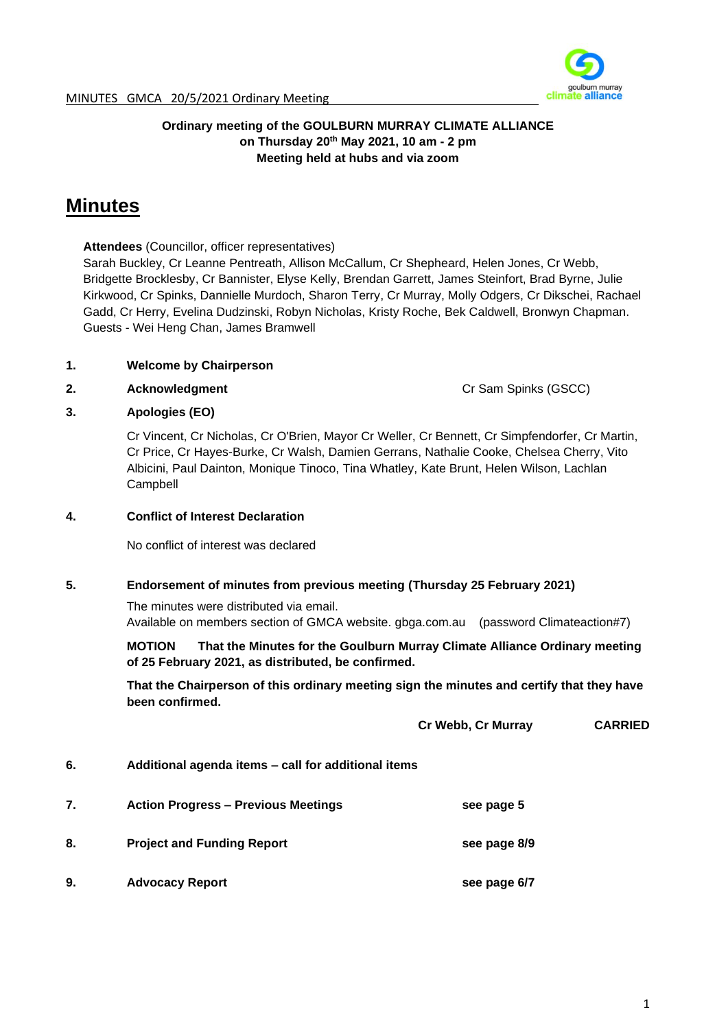**Ordinary meeting of the GOULBURN MURRAY CLIMATE ALLIANCE**
**on Thursday 20th May 2021, 10 am - 2 pm**
**Meeting held at hubs and via zoom**

# Minutes

**Attendees** (Councillor, officer representatives)
Sarah Buckley, Cr Leanne Pentreath, Allison McCallum, Cr Shepheard, Helen Jones, Cr Webb, Bridgette Brocklesby, Cr Bannister, Elyse Kelly, Brendan Garrett, James Steinfort, Brad Byrne, Julie Kirkwood, Cr Spinks, Dannielle Murdoch, Sharon Terry, Cr Murray, Molly Odgers, Cr Dikschei, Rachael Gadd, Cr Herry, Evelina Dudzinski, Robyn Nicholas, Kristy Roche, Bek Caldwell, Bronwyn Chapman.
Guests - Wei Heng Chan, James Bramwell

**1. Welcome by Chairperson**

**2. Acknowledgment** — Cr Sam Spinks (GSCC)

**3. Apologies (EO)**

Cr Vincent, Cr Nicholas, Cr O'Brien, Mayor Cr Weller, Cr Bennett, Cr Simpfendorfer, Cr Martin, Cr Price, Cr Hayes-Burke, Cr Walsh, Damien Gerrans, Nathalie Cooke, Chelsea Cherry, Vito Albicini, Paul Dainton, Monique Tinoco, Tina Whatley, Kate Brunt, Helen Wilson, Lachlan Campbell

**4. Conflict of Interest Declaration**

No conflict of interest was declared

**5. Endorsement of minutes from previous meeting (Thursday 25 February 2021)**

The minutes were distributed via email.
Available on members section of GMCA website. gbga.com.au (password Climateaction#7)

**MOTION That the Minutes for the Goulburn Murray Climate Alliance Ordinary meeting of 25 February 2021, as distributed, be confirmed.**

**That the Chairperson of this ordinary meeting sign the minutes and certify that they have been confirmed.**

**Cr Webb, Cr Murray — CARRIED**

**6. Additional agenda items – call for additional items**

**7. Action Progress – Previous Meetings** — **see page 5**

**8. Project and Funding Report** — **see page 8/9**

**9. Advocacy Report** — **see page 6/7**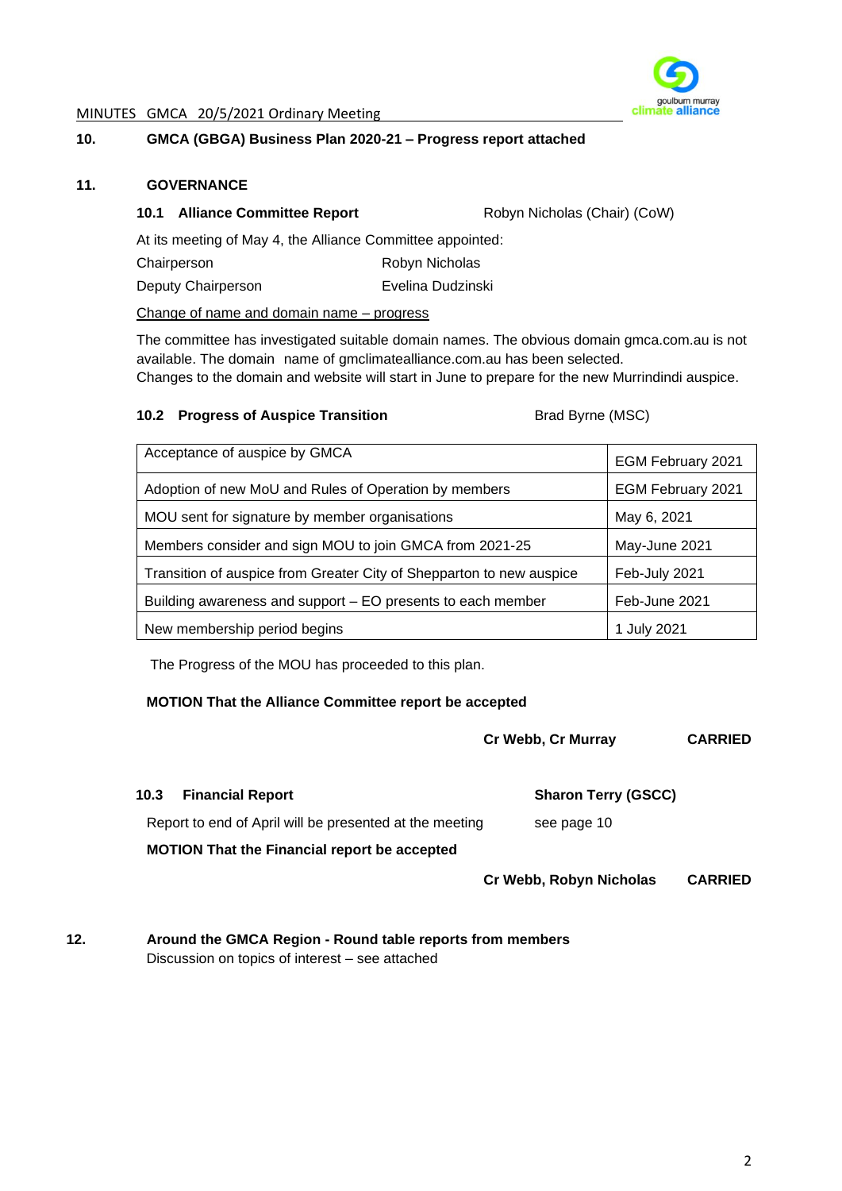**10. GMCA (GBGA) Business Plan 2020-21 – Progress report attached**

**11. GOVERNANCE**

**10.1 Alliance Committee Report** Robyn Nicholas (Chair) (CoW)

At its meeting of May 4, the Alliance Committee appointed:

Chairperson Robyn Nicholas

Deputy Chairperson Evelina Dudzinski

Change of name and domain name – progress

The committee has investigated suitable domain names. The obvious domain gmca.com.au is not available. The domain name of gmclimatealliance.com.au has been selected.
Changes to the domain and website will start in June to prepare for the new Murrindindi auspice.

**10.2 Progress of Auspice Transition** Brad Byrne (MSC)

| Acceptance of auspice by GMCA | EGM February 2021 |
|---|---|
| Adoption of new MoU and Rules of Operation by members | EGM February 2021 |
| MOU sent for signature by member organisations | May 6, 2021 |
| Members consider and sign MOU to join GMCA from 2021-25 | May-June 2021 |
| Transition of auspice from Greater City of Shepparton to new auspice | Feb-July 2021 |
| Building awareness and support – EO presents to each member | Feb-June 2021 |
| New membership period begins | 1 July 2021 |

The Progress of the MOU has proceeded to this plan.

**MOTION That the Alliance Committee report be accepted**

**Cr Webb, Cr Murray CARRIED**

**10.3 Financial Report** **Sharon Terry (GSCC)**

Report to end of April will be presented at the meeting see page 10

**MOTION That the Financial report be accepted**

**Cr Webb, Robyn Nicholas CARRIED**

**12. Around the GMCA Region - Round table reports from members**

Discussion on topics of interest – see attached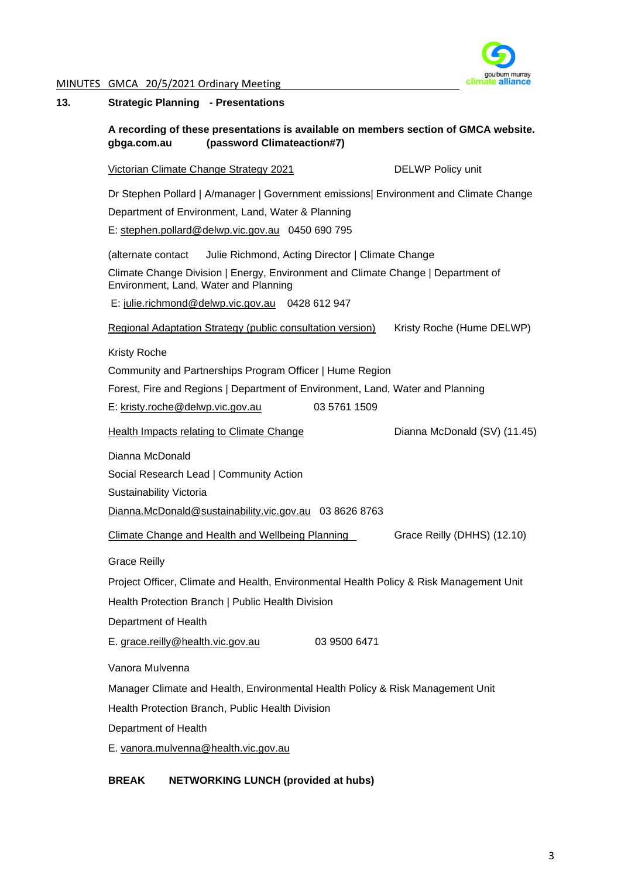## 13. Strategic Planning - Presentations

**A recording of these presentations is available on members section of GMCA website. gbga.com.au (password Climateaction#7)**

Victorian Climate Change Strategy 2021 DELWP Policy unit

Dr Stephen Pollard | A/manager | Government emissions| Environment and Climate Change

Department of Environment, Land, Water & Planning

E: stephen.pollard@delwp.vic.gov.au 0450 690 795

(alternate contact Julie Richmond, Acting Director | Climate Change

Climate Change Division | Energy, Environment and Climate Change | Department of Environment, Land, Water and Planning

E: julie.richmond@delwp.vic.gov.au 0428 612 947

Regional Adaptation Strategy (public consultation version) Kristy Roche (Hume DELWP)

Kristy Roche

Community and Partnerships Program Officer | Hume Region

Forest, Fire and Regions | Department of Environment, Land, Water and Planning

E: kristy.roche@delwp.vic.gov.au 03 5761 1509

Health Impacts relating to Climate Change Dianna McDonald (SV) (11.45)

Dianna McDonald

Social Research Lead | Community Action

Sustainability Victoria

Dianna.McDonald@sustainability.vic.gov.au 03 8626 8763

Climate Change and Health and Wellbeing Planning Grace Reilly (DHHS) (12.10)

Grace Reilly

Project Officer, Climate and Health, Environmental Health Policy & Risk Management Unit

Health Protection Branch | Public Health Division

Department of Health

E. grace.reilly@health.vic.gov.au 03 9500 6471

Vanora Mulvenna

Manager Climate and Health, Environmental Health Policy & Risk Management Unit

Health Protection Branch, Public Health Division

Department of Health

E. vanora.mulvenna@health.vic.gov.au

**BREAK NETWORKING LUNCH (provided at hubs)**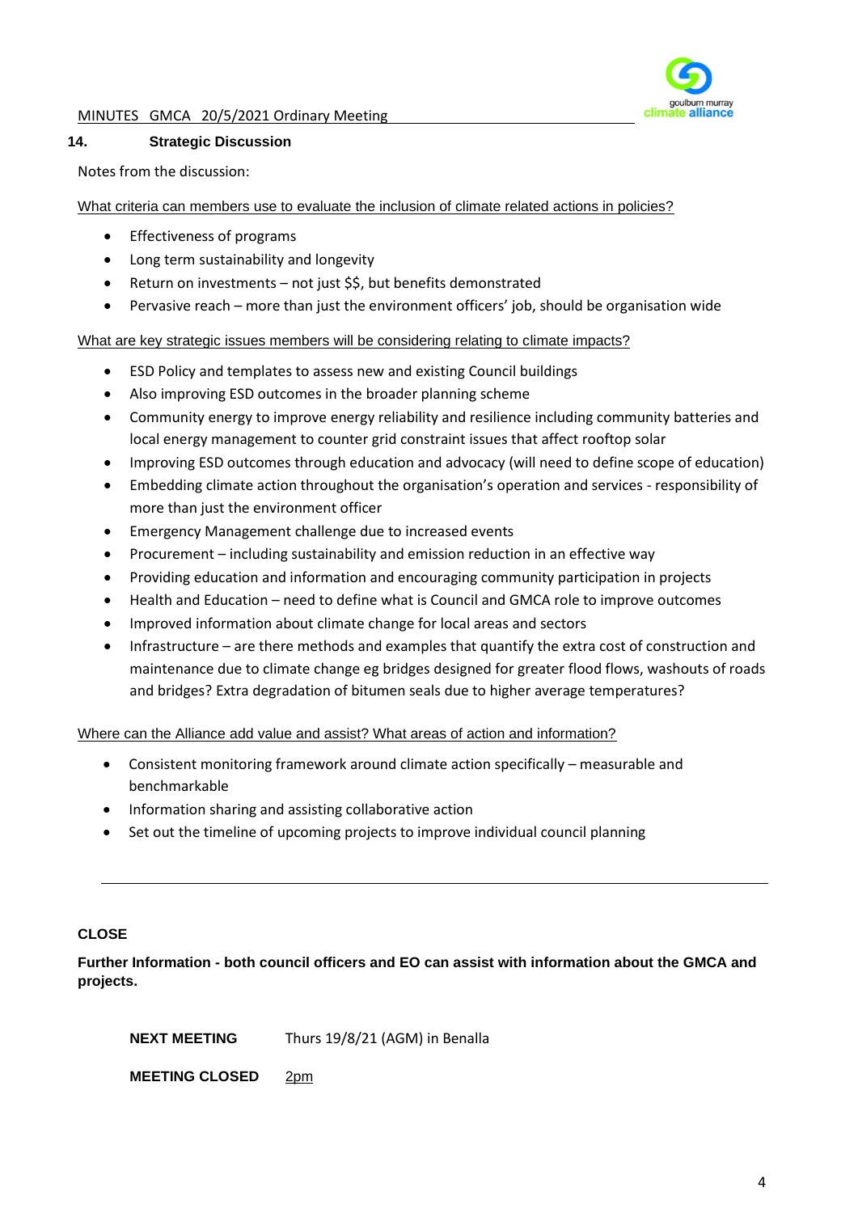## 14. Strategic Discussion

Notes from the discussion:

What criteria can members use to evaluate the inclusion of climate related actions in policies?

- Effectiveness of programs
- Long term sustainability and longevity
- Return on investments – not just $$, but benefits demonstrated
- Pervasive reach – more than just the environment officers' job, should be organisation wide

What are key strategic issues members will be considering relating to climate impacts?

- ESD Policy and templates to assess new and existing Council buildings
- Also improving ESD outcomes in the broader planning scheme
- Community energy to improve energy reliability and resilience including community batteries and local energy management to counter grid constraint issues that affect rooftop solar
- Improving ESD outcomes through education and advocacy (will need to define scope of education)
- Embedding climate action throughout the organisation's operation and services - responsibility of more than just the environment officer
- Emergency Management challenge due to increased events
- Procurement – including sustainability and emission reduction in an effective way
- Providing education and information and encouraging community participation in projects
- Health and Education – need to define what is Council and GMCA role to improve outcomes
- Improved information about climate change for local areas and sectors
- Infrastructure – are there methods and examples that quantify the extra cost of construction and maintenance due to climate change eg bridges designed for greater flood flows, washouts of roads and bridges? Extra degradation of bitumen seals due to higher average temperatures?

Where can the Alliance add value and assist? What areas of action and information?

- Consistent monitoring framework around climate action specifically – measurable and benchmarkable
- Information sharing and assisting collaborative action
- Set out the timeline of upcoming projects to improve individual council planning

---

**CLOSE**

**Further Information - both council officers and EO can assist with information about the GMCA and projects.**

**NEXT MEETING** Thurs 19/8/21 (AGM) in Benalla

**MEETING CLOSED** 2pm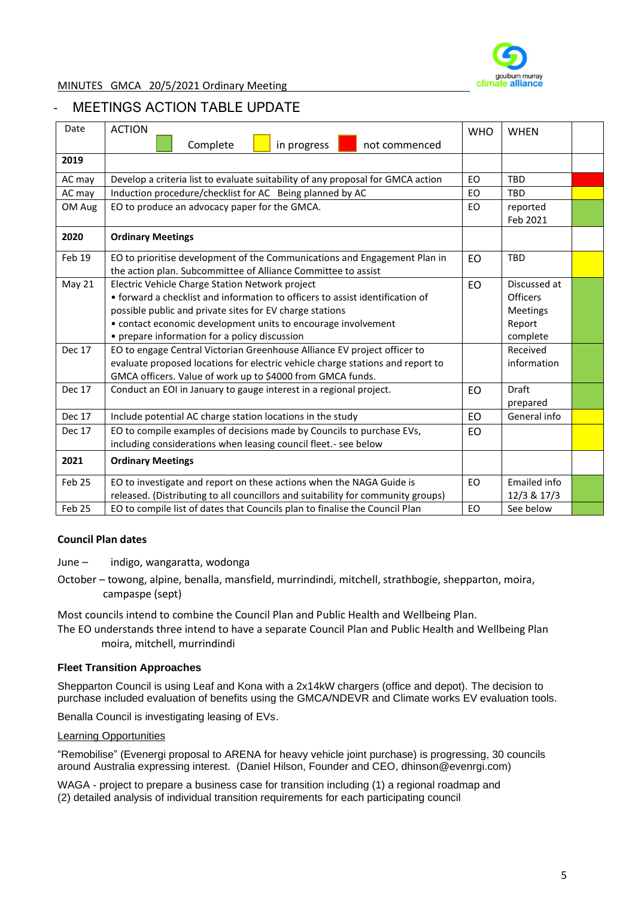MINUTES GMCA 20/5/2021 Ordinary Meeting

## MEETINGS ACTION TABLE UPDATE

| Date | ACTION (Complete / in progress / not commenced) | WHO | WHEN | Status |
|---|---|---|---|---|
| **2019** | | | | |
| AC may | Develop a criteria list to evaluate suitability of any proposal for GMCA action | EO | TBD | not commenced |
| AC may | Induction procedure/checklist for AC Being planned by AC | EO | TBD | in progress |
| OM Aug | EO to produce an advocacy paper for the GMCA. | EO | reported Feb 2021 | Complete |
| **2020** | **Ordinary Meetings** | | | |
| Feb 19 | EO to prioritise development of the Communications and Engagement Plan in the action plan. Subcommittee of Alliance Committee to assist | EO | TBD | in progress |
| May 21 | Electric Vehicle Charge Station Network project<br>• forward a checklist and information to officers to assist identification of possible public and private sites for EV charge stations<br>• contact economic development units to encourage involvement<br>• prepare information for a policy discussion | EO | Discussed at Officers Meetings Report complete | Complete |
| Dec 17 | EO to engage Central Victorian Greenhouse Alliance EV project officer to evaluate proposed locations for electric vehicle charge stations and report to GMCA officers. Value of work up to $4000 from GMCA funds. | | Received information | Complete |
| Dec 17 | Conduct an EOI in January to gauge interest in a regional project. | EO | Draft prepared | Complete |
| Dec 17 | Include potential AC charge station locations in the study | EO | General info | in progress |
| Dec 17 | EO to compile examples of decisions made by Councils to purchase EVs, including considerations when leasing council fleet.- see below | EO | | in progress |
| **2021** | **Ordinary Meetings** | | | |
| Feb 25 | EO to investigate and report on these actions when the NAGA Guide is released. (Distributing to all councillors and suitability for community groups) | EO | Emailed info 12/3 & 17/3 | Complete |
| Feb 25 | EO to compile list of dates that Councils plan to finalise the Council Plan | EO | See below | Complete |

**Council Plan dates**

June – indigo, wangaratta, wodonga

October – towong, alpine, benalla, mansfield, murrindindi, mitchell, strathbogie, shepparton, moira, campaspe (sept)

Most councils intend to combine the Council Plan and Public Health and Wellbeing Plan.
The EO understands three intend to have a separate Council Plan and Public Health and Wellbeing Plan
moira, mitchell, murrindindi

**Fleet Transition Approaches**

Shepparton Council is using Leaf and Kona with a 2x14kW chargers (office and depot). The decision to purchase included evaluation of benefits using the GMCA/NDEVR and Climate works EV evaluation tools.

Benalla Council is investigating leasing of EVs.

Learning Opportunities

"Remobilise" (Evenergi proposal to ARENA for heavy vehicle joint purchase) is progressing, 30 councils around Australia expressing interest. (Daniel Hilson, Founder and CEO, dhinson@evengri.com)

WAGA - project to prepare a business case for transition including (1) a regional roadmap and (2) detailed analysis of individual transition requirements for each participating council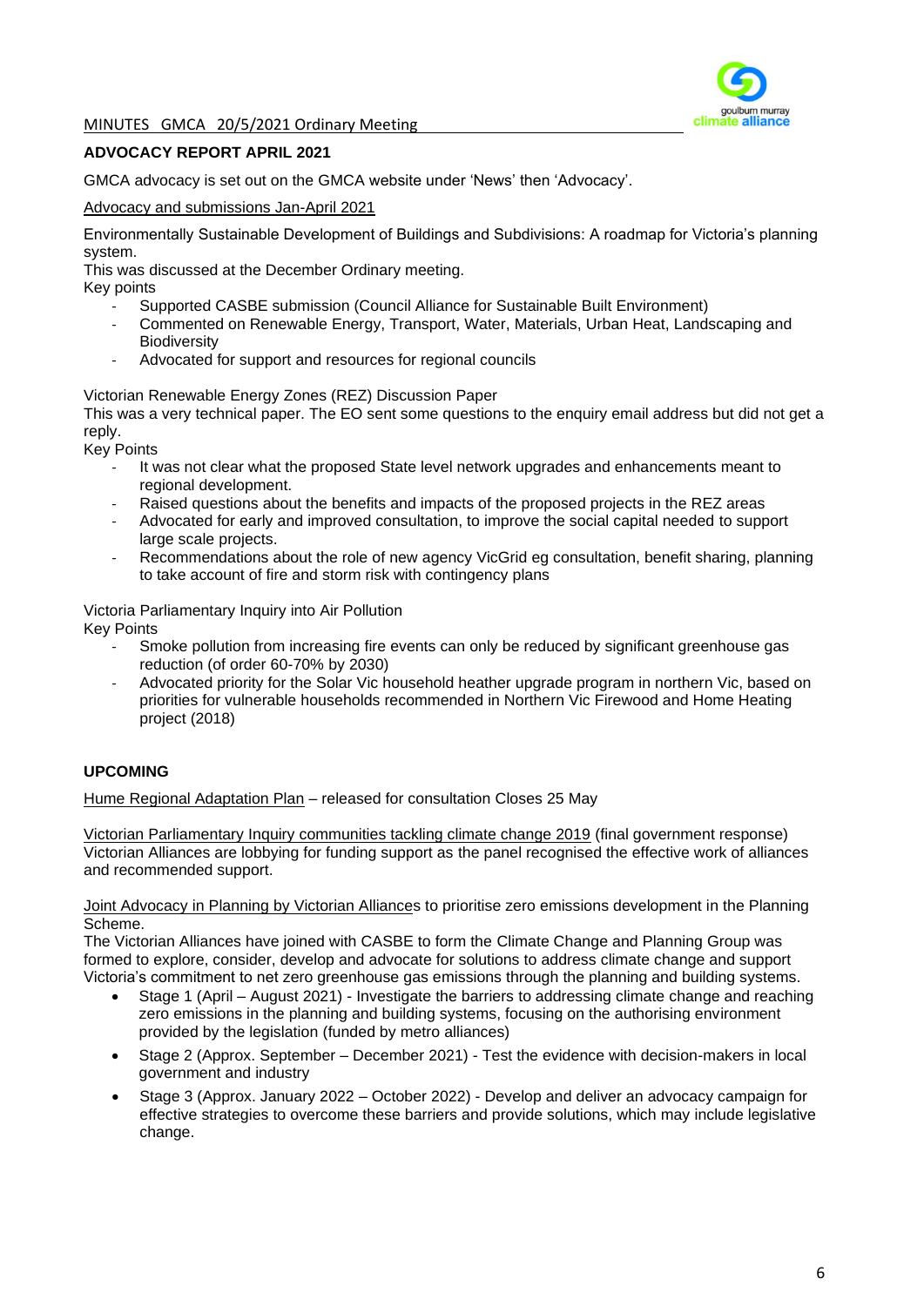## ADVOCACY REPORT APRIL 2021

GMCA advocacy is set out on the GMCA website under 'News' then 'Advocacy'.

Advocacy and submissions Jan-April 2021

Environmentally Sustainable Development of Buildings and Subdivisions: A roadmap for Victoria's planning system.
This was discussed at the December Ordinary meeting.
Key points

- Supported CASBE submission (Council Alliance for Sustainable Built Environment)
- Commented on Renewable Energy, Transport, Water, Materials, Urban Heat, Landscaping and Biodiversity
- Advocated for support and resources for regional councils

Victorian Renewable Energy Zones (REZ) Discussion Paper
This was a very technical paper. The EO sent some questions to the enquiry email address but did not get a reply.
Key Points

- It was not clear what the proposed State level network upgrades and enhancements meant to regional development.
- Raised questions about the benefits and impacts of the proposed projects in the REZ areas
- Advocated for early and improved consultation, to improve the social capital needed to support large scale projects.
- Recommendations about the role of new agency VicGrid eg consultation, benefit sharing, planning to take account of fire and storm risk with contingency plans

Victoria Parliamentary Inquiry into Air Pollution
Key Points

- Smoke pollution from increasing fire events can only be reduced by significant greenhouse gas reduction (of order 60-70% by 2030)
- Advocated priority for the Solar Vic household heather upgrade program in northern Vic, based on priorities for vulnerable households recommended in Northern Vic Firewood and Home Heating project (2018)

## UPCOMING

Hume Regional Adaptation Plan – released for consultation Closes 25 May

Victorian Parliamentary Inquiry communities tackling climate change 2019 (final government response)
Victorian Alliances are lobbying for funding support as the panel recognised the effective work of alliances and recommended support.

Joint Advocacy in Planning by Victorian Alliances to prioritise zero emissions development in the Planning Scheme.
The Victorian Alliances have joined with CASBE to form the Climate Change and Planning Group was formed to explore, consider, develop and advocate for solutions to address climate change and support Victoria's commitment to net zero greenhouse gas emissions through the planning and building systems.

- Stage 1 (April – August 2021) - Investigate the barriers to addressing climate change and reaching zero emissions in the planning and building systems, focusing on the authorising environment provided by the legislation (funded by metro alliances)
- Stage 2 (Approx. September – December 2021) - Test the evidence with decision-makers in local government and industry
- Stage 3 (Approx. January 2022 – October 2022) - Develop and deliver an advocacy campaign for effective strategies to overcome these barriers and provide solutions, which may include legislative change.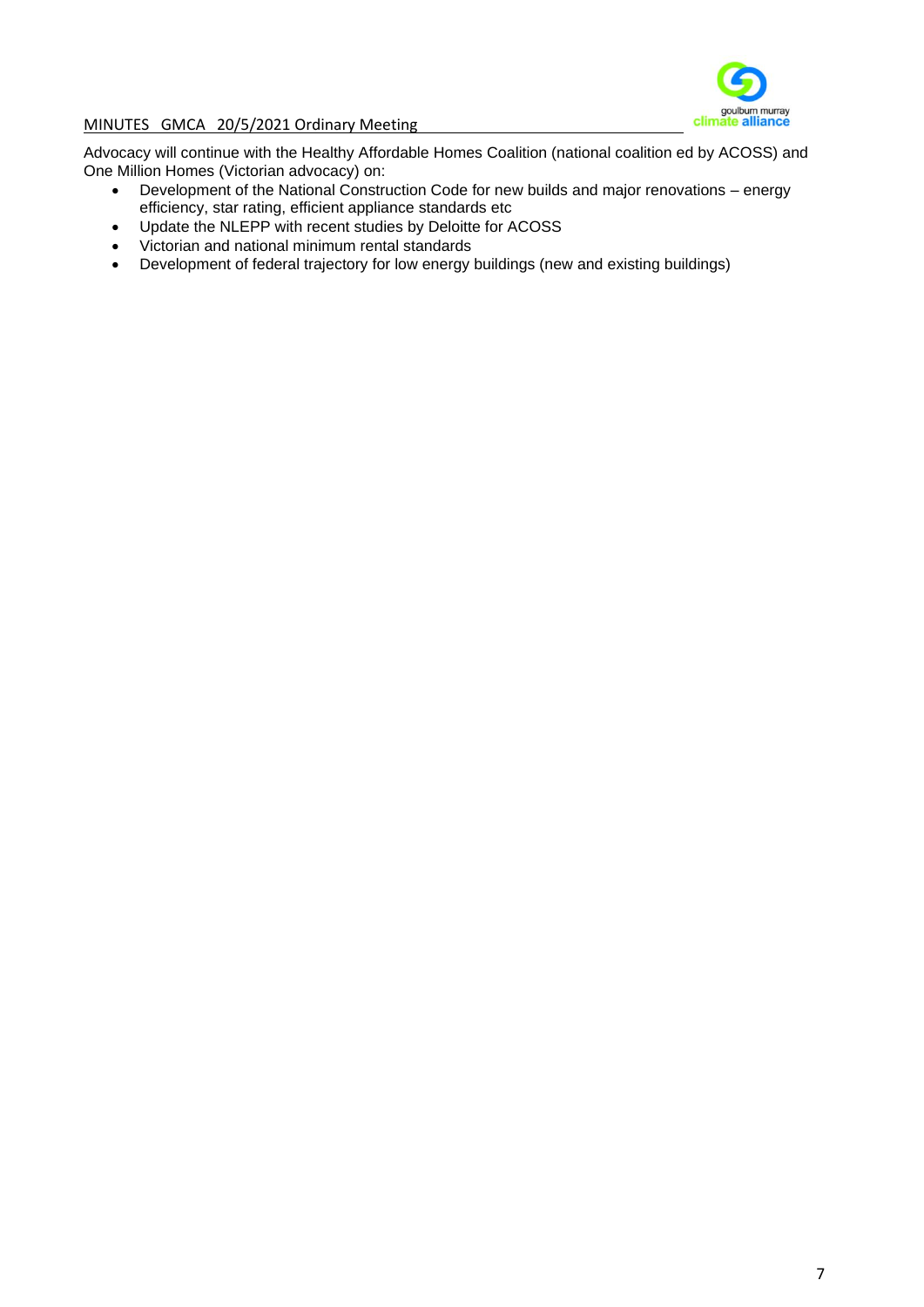Advocacy will continue with the Healthy Affordable Homes Coalition (national coalition ed by ACOSS) and One Million Homes (Victorian advocacy) on:

- Development of the National Construction Code for new builds and major renovations – energy efficiency, star rating, efficient appliance standards etc
- Update the NLEPP with recent studies by Deloitte for ACOSS
- Victorian and national minimum rental standards
- Development of federal trajectory for low energy buildings (new and existing buildings)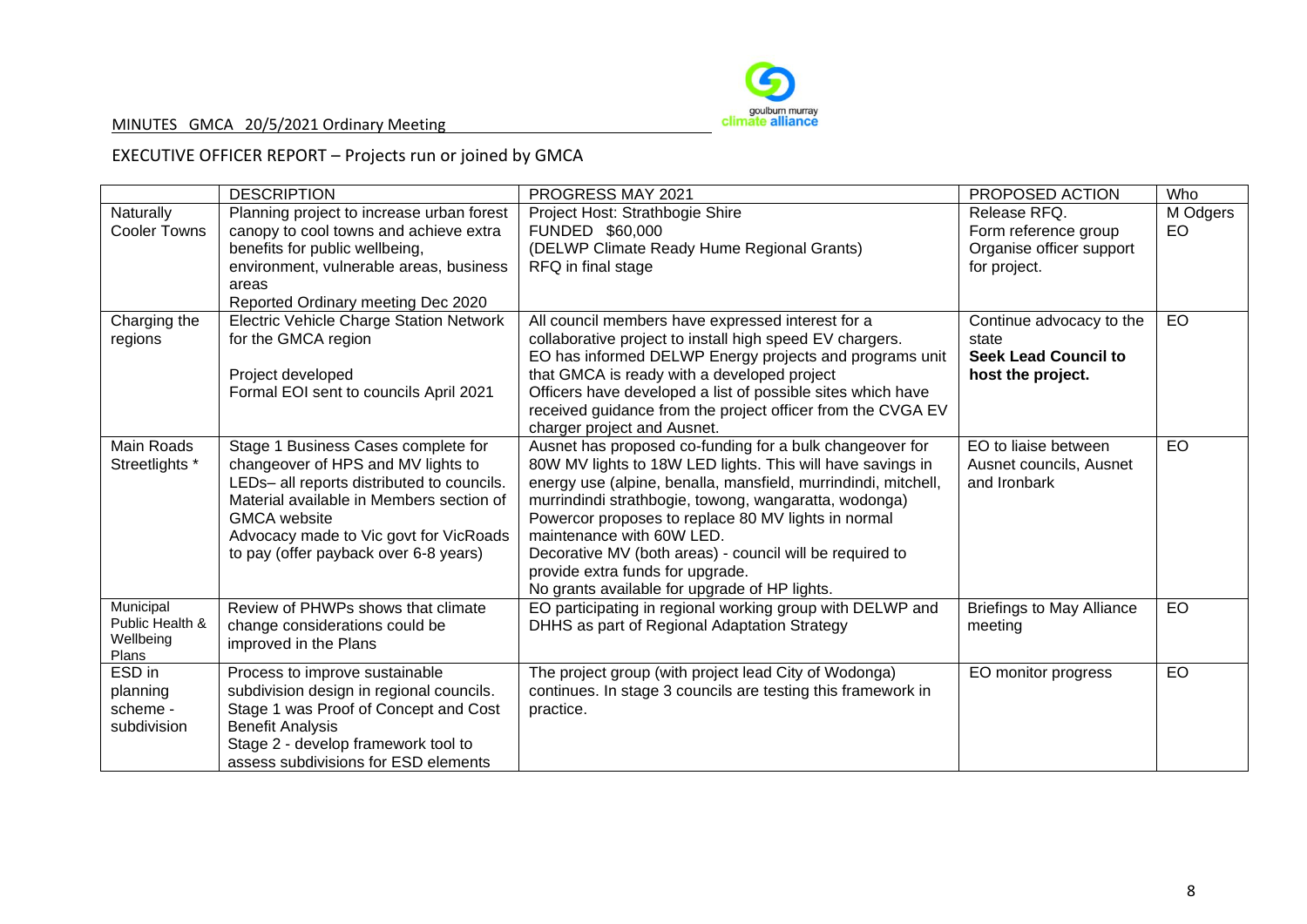MINUTES GMCA 20/5/2021 Ordinary Meeting

EXECUTIVE OFFICER REPORT – Projects run or joined by GMCA

| | DESCRIPTION | PROGRESS MAY 2021 | PROPOSED ACTION | Who |
|---|---|---|---|---|
| Naturally Cooler Towns | Planning project to increase urban forest canopy to cool towns and achieve extra benefits for public wellbeing, environment, vulnerable areas, business areas<br>Reported Ordinary meeting Dec 2020 | Project Host: Strathbogie Shire<br>FUNDED $60,000<br>(DELWP Climate Ready Hume Regional Grants)<br>RFQ in final stage | Release RFQ.<br>Form reference group<br>Organise officer support for project. | M Odgers<br>EO |
| Charging the regions | Electric Vehicle Charge Station Network for the GMCA region<br><br>Project developed<br>Formal EOI sent to councils April 2021 | All council members have expressed interest for a collaborative project to install high speed EV chargers.<br>EO has informed DELWP Energy projects and programs unit that GMCA is ready with a developed project<br>Officers have developed a list of possible sites which have received guidance from the project officer from the CVGA EV charger project and Ausnet. | Continue advocacy to the state<br>**Seek Lead Council to host the project.** | EO |
| Main Roads Streetlights * | Stage 1 Business Cases complete for changeover of HPS and MV lights to LEDs– all reports distributed to councils.<br>Material available in Members section of GMCA website<br>Advocacy made to Vic govt for VicRoads to pay (offer payback over 6-8 years) | Ausnet has proposed co-funding for a bulk changeover for 80W MV lights to 18W LED lights. This will have savings in energy use (alpine, benalla, mansfield, murrindindi, mitchell, murrindindi strathbogie, towong, wangaratta, wodonga)<br>Powercor proposes to replace 80 MV lights in normal maintenance with 60W LED.<br>Decorative MV (both areas) - council will be required to provide extra funds for upgrade.<br>No grants available for upgrade of HP lights. | EO to liaise between Ausnet councils, Ausnet and Ironbark | EO |
| Municipal Public Health & Wellbeing Plans | Review of PHWPs shows that climate change considerations could be improved in the Plans | EO participating in regional working group with DELWP and DHHS as part of Regional Adaptation Strategy | Briefings to May Alliance meeting | EO |
| ESD in planning scheme - subdivision | Process to improve sustainable subdivision design in regional councils.<br>Stage 1 was Proof of Concept and Cost Benefit Analysis<br>Stage 2 - develop framework tool to assess subdivisions for ESD elements | The project group (with project lead City of Wodonga) continues. In stage 3 councils are testing this framework in practice. | EO monitor progress | EO |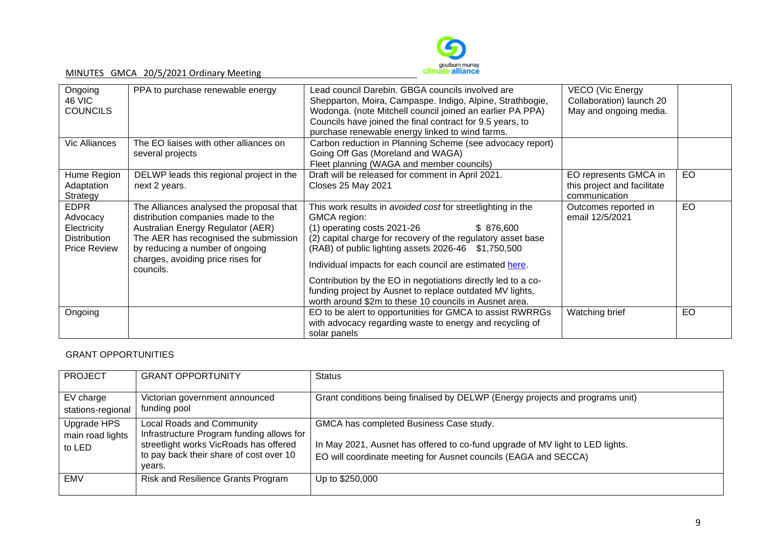| Ongoing 46 VIC COUNCILS | PPA to purchase renewable energy | Lead council Darebin. GBGA councils involved are Shepparton, Moira, Campaspe. Indigo, Alpine, Strathbogie, Wodonga. (note Mitchell council joined an earlier PA PPA) Councils have joined the final contract for 9.5 years, to purchase renewable energy linked to wind farms. | VECO (Vic Energy Collaboration) launch 20 May and ongoing media. | |
|---|---|---|---|---|
| Vic Alliances | The EO liaises with other alliances on several projects | Carbon reduction in Planning Scheme (see advocacy report)<br>Going Off Gas (Moreland and WAGA)<br>Fleet planning (WAGA and member councils) | | |
| Hume Region Adaptation Strategy | DELWP leads this regional project in the next 2 years. | Draft will be released for comment in April 2021.<br>Closes 25 May 2021 | EO represents GMCA in this project and facilitate communication | EO |
| EDPR Advocacy Electricity Distribution Price Review | The Alliances analysed the proposal that distribution companies made to the Australian Energy Regulator (AER) The AER has recognised the submission by reducing a number of ongoing charges, avoiding price rises for councils. | This work results in *avoided cost* for streetlighting in the GMCA region:<br>(1) operating costs 2021-26 $ 876,600<br>(2) capital charge for recovery of the regulatory asset base (RAB) of public lighting assets 2026-46 $1,750,500<br>Individual impacts for each council are estimated here.<br>Contribution by the EO in negotiations directly led to a co-funding project by Ausnet to replace outdated MV lights, worth around $2m to these 10 councils in Ausnet area. | Outcomes reported in email 12/5/2021 | EO |
| Ongoing | | EO to be alert to opportunities for GMCA to assist RWRRGs with advocacy regarding waste to energy and recycling of solar panels | Watching brief | EO |

GRANT OPPORTUNITIES

| PROJECT | GRANT OPPORTUNITY | Status |
|---|---|---|
| EV charge stations-regional | Victorian government announced funding pool | Grant conditions being finalised by DELWP (Energy projects and programs unit) |
| Upgrade HPS main road lights to LED | Local Roads and Community Infrastructure Program funding allows for streetlight works VicRoads has offered to pay back their share of cost over 10 years. | GMCA has completed Business Case study.<br>In May 2021, Ausnet has offered to co-fund upgrade of MV light to LED lights.<br>EO will coordinate meeting for Ausnet councils (EAGA and SECCA) |
| EMV | Risk and Resilience Grants Program | Up to $250,000 |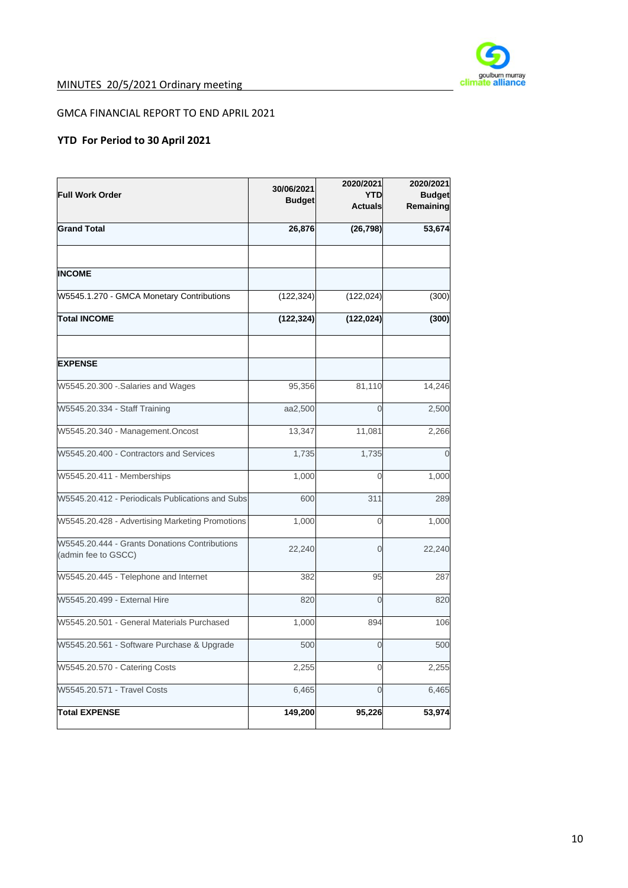GMCA FINANCIAL REPORT TO END APRIL 2021

**YTD For Period to 30 April 2021**

| Full Work Order | 30/06/2021 Budget | 2020/2021 YTD Actuals | 2020/2021 Budget Remaining |
|---|---|---|---|
| **Grand Total** | **26,876** | **(26,798)** | **53,674** |
| | | | |
| **INCOME** | | | |
| W5545.1.270 - GMCA Monetary Contributions | (122,324) | (122,024) | (300) |
| **Total INCOME** | **(122,324)** | **(122,024)** | **(300)** |
| | | | |
| **EXPENSE** | | | |
| W5545.20.300 -.Salaries and Wages | 95,356 | 81,110 | 14,246 |
| W5545.20.334 - Staff Training | aa2,500 | 0 | 2,500 |
| W5545.20.340 - Management.Oncost | 13,347 | 11,081 | 2,266 |
| W5545.20.400 - Contractors and Services | 1,735 | 1,735 | 0 |
| W5545.20.411 - Memberships | 1,000 | 0 | 1,000 |
| W5545.20.412 - Periodicals Publications and Subs | 600 | 311 | 289 |
| W5545.20.428 - Advertising Marketing Promotions | 1,000 | 0 | 1,000 |
| W5545.20.444 - Grants Donations Contributions (admin fee to GSCC) | 22,240 | 0 | 22,240 |
| W5545.20.445 - Telephone and Internet | 382 | 95 | 287 |
| W5545.20.499 - External Hire | 820 | 0 | 820 |
| W5545.20.501 - General Materials Purchased | 1,000 | 894 | 106 |
| W5545.20.561 - Software Purchase & Upgrade | 500 | 0 | 500 |
| W5545.20.570 - Catering Costs | 2,255 | 0 | 2,255 |
| W5545.20.571 - Travel Costs | 6,465 | 0 | 6,465 |
| **Total EXPENSE** | **149,200** | **95,226** | **53,974** |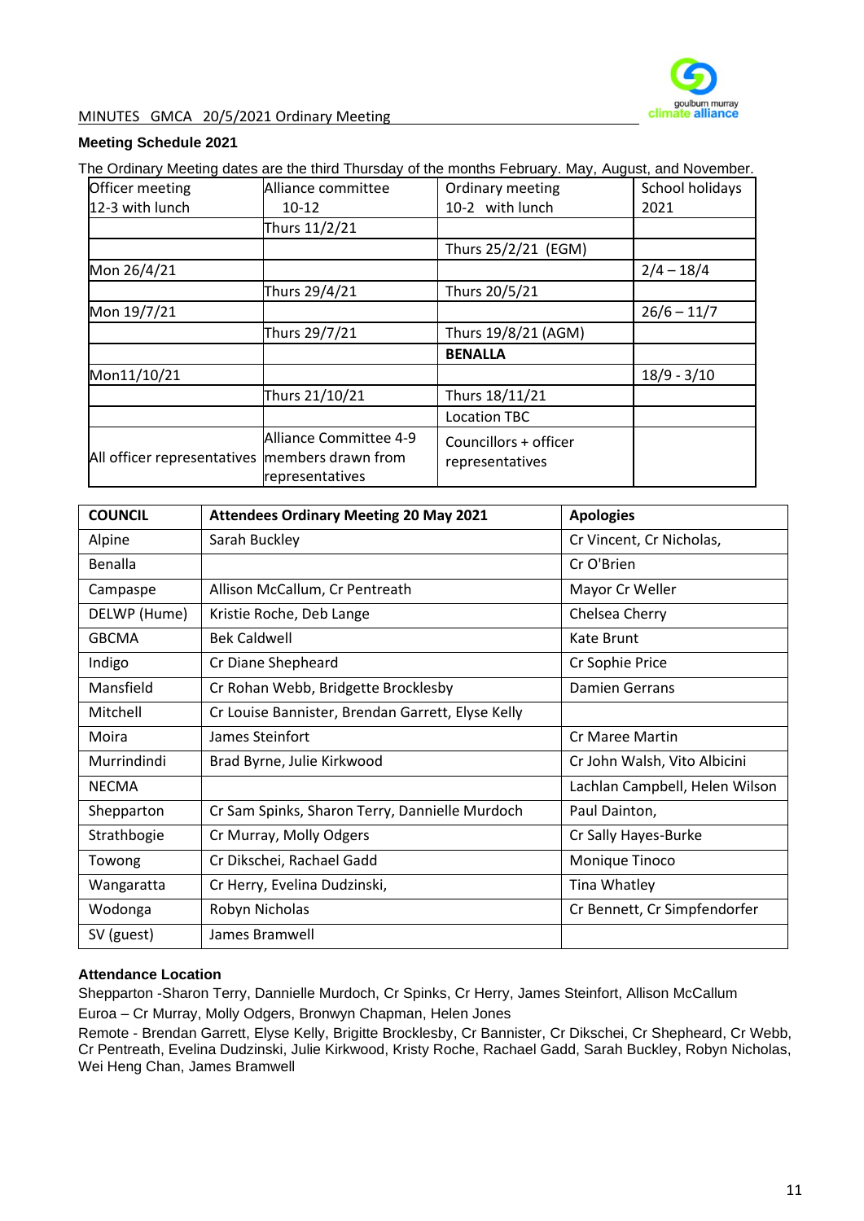### Meeting Schedule 2021

The Ordinary Meeting dates are the third Thursday of the months February. May, August, and November.

| Officer meeting 12-3 with lunch | Alliance committee 10-12 | Ordinary meeting 10-2 with lunch | School holidays 2021 |
|---|---|---|---|
| | Thurs 11/2/21 | | |
| | | Thurs 25/2/21 (EGM) | |
| Mon 26/4/21 | | | 2/4 – 18/4 |
| | Thurs 29/4/21 | Thurs 20/5/21 | |
| Mon 19/7/21 | | | 26/6 – 11/7 |
| | Thurs 29/7/21 | Thurs 19/8/21 (AGM) | |
| | | **BENALLA** | |
| Mon11/10/21 | | | 18/9 - 3/10 |
| | Thurs 21/10/21 | Thurs 18/11/21 | |
| | | Location TBC | |
| All officer representatives | Alliance Committee 4-9 members drawn from representatives | Councillors + officer representatives | |

| COUNCIL | Attendees Ordinary Meeting 20 May 2021 | Apologies |
|---|---|---|
| Alpine | Sarah Buckley | Cr Vincent, Cr Nicholas, |
| Benalla | | Cr O'Brien |
| Campaspe | Allison McCallum, Cr Pentreath | Mayor Cr Weller |
| DELWP (Hume) | Kristie Roche, Deb Lange | Chelsea Cherry |
| GBCMA | Bek Caldwell | Kate Brunt |
| Indigo | Cr Diane Shepheard | Cr Sophie Price |
| Mansfield | Cr Rohan Webb, Bridgette Brocklesby | Damien Gerrans |
| Mitchell | Cr Louise Bannister, Brendan Garrett, Elyse Kelly | |
| Moira | James Steinfort | Cr Maree Martin |
| Murrindindi | Brad Byrne, Julie Kirkwood | Cr John Walsh, Vito Albicini |
| NECMA | | Lachlan Campbell, Helen Wilson |
| Shepparton | Cr Sam Spinks, Sharon Terry, Dannielle Murdoch | Paul Dainton, |
| Strathbogie | Cr Murray, Molly Odgers | Cr Sally Hayes-Burke |
| Towong | Cr Dikschei, Rachael Gadd | Monique Tinoco |
| Wangaratta | Cr Herry, Evelina Dudzinski, | Tina Whatley |
| Wodonga | Robyn Nicholas | Cr Bennett, Cr Simpfendorfer |
| SV (guest) | James Bramwell | |

### Attendance Location

Shepparton -Sharon Terry, Dannielle Murdoch, Cr Spinks, Cr Herry, James Steinfort, Allison McCallum

Euroa – Cr Murray, Molly Odgers, Bronwyn Chapman, Helen Jones

Remote - Brendan Garrett, Elyse Kelly, Brigitte Brocklesby, Cr Bannister, Cr Dikschei, Cr Shepheard, Cr Webb, Cr Pentreath, Evelina Dudzinski, Julie Kirkwood, Kristy Roche, Rachael Gadd, Sarah Buckley, Robyn Nicholas, Wei Heng Chan, James Bramwell